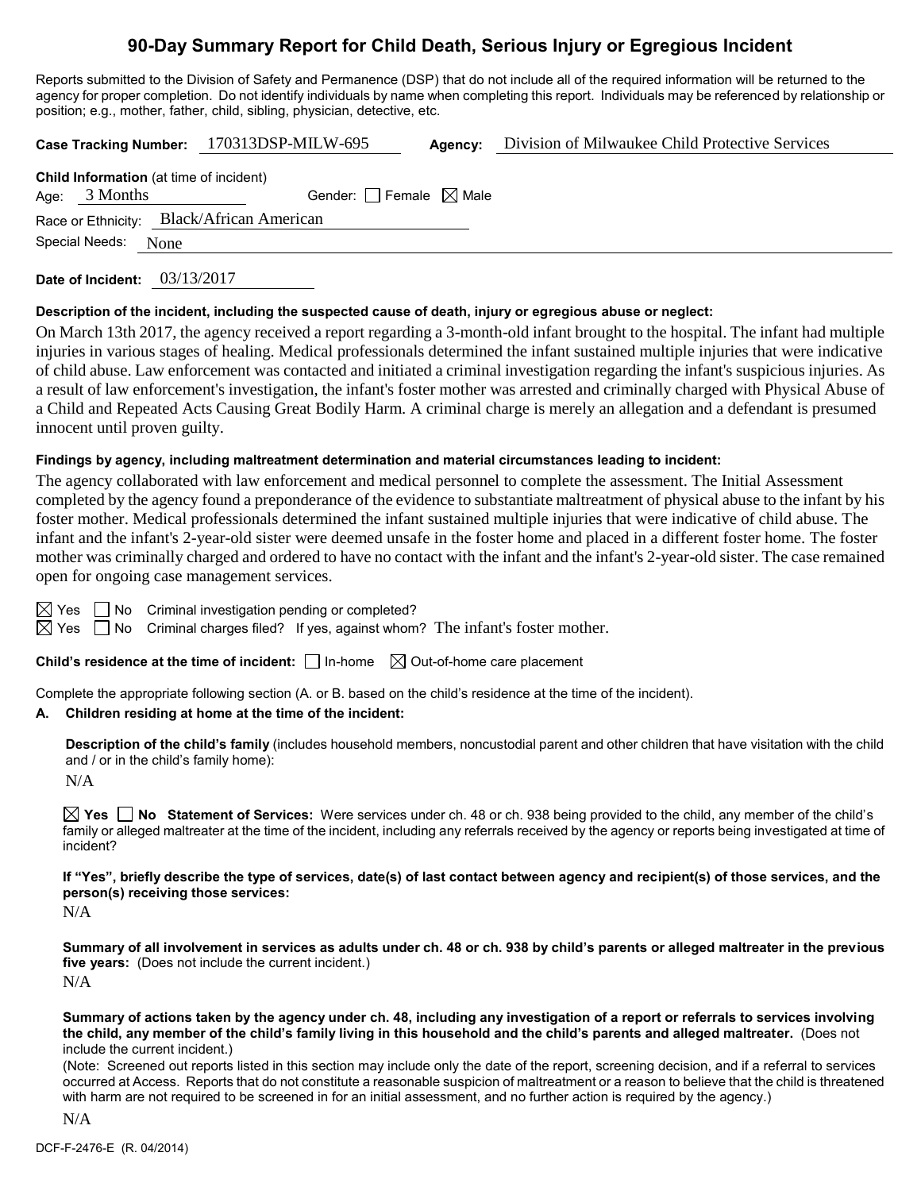# 90-Day Summary Report for Child Death, Serious Injury or Egregious Incident

Reports submitted to the Division of Safety and Permanence (DSP) that do not include all of the required information will be returned to the agency for proper completion. Do not identify individuals by name when completing this report. Individuals may be referenced by relationship or position; e.g., mother, father, child, sibling, physician, detective, etc.

**Case Tracking Number:** 170313DSP-MILW-695 **Agency:** Division of Milwaukee Child Protective Services

**Child Information** (at time of incident)

Age: 3 Months Gender: ☐ Female ☒ Male

Race or Ethnicity: Black/African American

Special Needs: None

**Date of Incident:** 03/13/2017

**Description of the incident, including the suspected cause of death, injury or egregious abuse or neglect:**

On March 13th 2017, the agency received a report regarding a 3-month-old infant brought to the hospital. The infant had multiple injuries in various stages of healing. Medical professionals determined the infant sustained multiple injuries that were indicative of child abuse. Law enforcement was contacted and initiated a criminal investigation regarding the infant's suspicious injuries. As a result of law enforcement's investigation, the infant's foster mother was arrested and criminally charged with Physical Abuse of a Child and Repeated Acts Causing Great Bodily Harm. A criminal charge is merely an allegation and a defendant is presumed innocent until proven guilty.

**Findings by agency, including maltreatment determination and material circumstances leading to incident:**

The agency collaborated with law enforcement and medical personnel to complete the assessment. The Initial Assessment completed by the agency found a preponderance of the evidence to substantiate maltreatment of physical abuse to the infant by his foster mother. Medical professionals determined the infant sustained multiple injuries that were indicative of child abuse. The infant and the infant's 2-year-old sister were deemed unsafe in the foster home and placed in a different foster home. The foster mother was criminally charged and ordered to have no contact with the infant and the infant's 2-year-old sister. The case remained open for ongoing case management services.

☒ Yes ☐ No Criminal investigation pending or completed?

☒ Yes ☐ No Criminal charges filed? If yes, against whom? The infant's foster mother.

**Child's residence at the time of incident:** ☐ In-home ☒ Out-of-home care placement

Complete the appropriate following section (A. or B. based on the child's residence at the time of the incident).

**A. Children residing at home at the time of the incident:**

**Description of the child's family** (includes household members, noncustodial parent and other children that have visitation with the child and / or in the child's family home):

N/A

☒ **Yes** ☐ **No Statement of Services:** Were services under ch. 48 or ch. 938 being provided to the child, any member of the child's family or alleged maltreater at the time of the incident, including any referrals received by the agency or reports being investigated at time of incident?

**If "Yes", briefly describe the type of services, date(s) of last contact between agency and recipient(s) of those services, and the person(s) receiving those services:**

N/A

**Summary of all involvement in services as adults under ch. 48 or ch. 938 by child's parents or alleged maltreater in the previous five years:** (Does not include the current incident.)

N/A

**Summary of actions taken by the agency under ch. 48, including any investigation of a report or referrals to services involving the child, any member of the child's family living in this household and the child's parents and alleged maltreater.** (Does not include the current incident.)

(Note: Screened out reports listed in this section may include only the date of the report, screening decision, and if a referral to services occurred at Access. Reports that do not constitute a reasonable suspicion of maltreatment or a reason to believe that the child is threatened with harm are not required to be screened in for an initial assessment, and no further action is required by the agency.)

N/A

DCF-F-2476-E (R. 04/2014)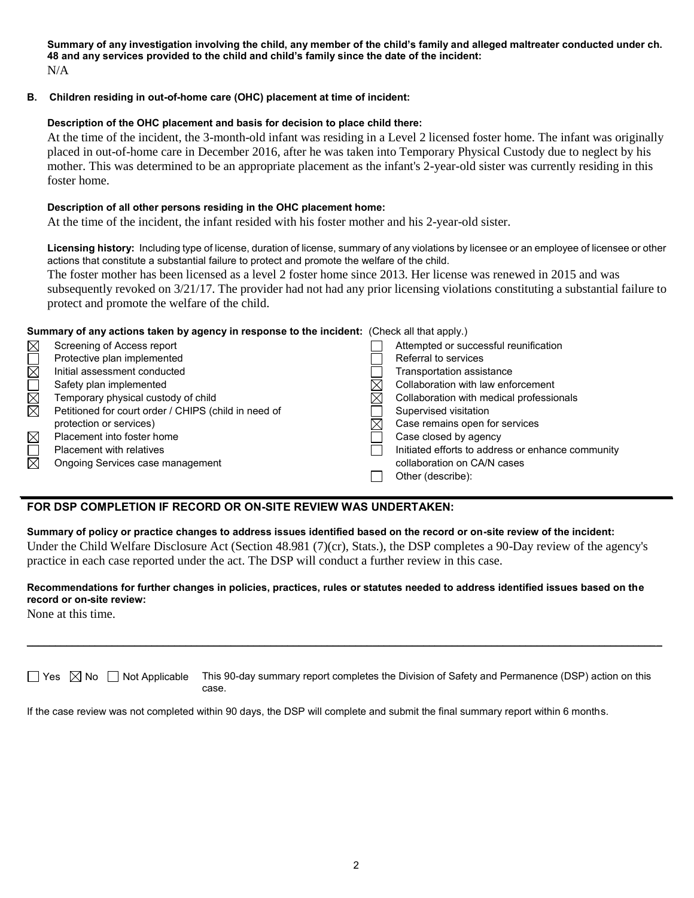**Summary of any investigation involving the child, any member of the child's family and alleged maltreater conducted under ch. 48 and any services provided to the child and child's family since the date of the incident:**

N/A

**B. Children residing in out-of-home care (OHC) placement at time of incident:**

**Description of the OHC placement and basis for decision to place child there:**

At the time of the incident, the 3-month-old infant was residing in a Level 2 licensed foster home. The infant was originally placed in out-of-home care in December 2016, after he was taken into Temporary Physical Custody due to neglect by his mother. This was determined to be an appropriate placement as the infant's 2-year-old sister was currently residing in this foster home.

**Description of all other persons residing in the OHC placement home:**

At the time of the incident, the infant resided with his foster mother and his 2-year-old sister.

**Licensing history:** Including type of license, duration of license, summary of any violations by licensee or an employee of licensee or other actions that constitute a substantial failure to protect and promote the welfare of the child.

The foster mother has been licensed as a level 2 foster home since 2013. Her license was renewed in 2015 and was subsequently revoked on 3/21/17. The provider had not had any prior licensing violations constituting a substantial failure to protect and promote the welfare of the child.

**Summary of any actions taken by agency in response to the incident:** (Check all that apply.)

- [x] Screening of Access report
- [ ] Protective plan implemented
- [x] Initial assessment conducted
- [ ] Safety plan implemented
- [x] Temporary physical custody of child
- [x] Petitioned for court order / CHIPS (child in need of protection or services)
- [x] Placement into foster home
- [ ] Placement with relatives
- [x] Ongoing Services case management
- [ ] Attempted or successful reunification
- [ ] Referral to services
- [ ] Transportation assistance
- [x] Collaboration with law enforcement
- [x] Collaboration with medical professionals
- [ ] Supervised visitation
- [x] Case remains open for services
- [ ] Case closed by agency
- [ ] Initiated efforts to address or enhance community collaboration on CA/N cases
- [ ] Other (describe):

## FOR DSP COMPLETION IF RECORD OR ON-SITE REVIEW WAS UNDERTAKEN:

**Summary of policy or practice changes to address issues identified based on the record or on-site review of the incident:**

Under the Child Welfare Disclosure Act (Section 48.981 (7)(cr), Stats.), the DSP completes a 90-Day review of the agency's practice in each case reported under the act. The DSP will conduct a further review in this case.

**Recommendations for further changes in policies, practices, rules or statutes needed to address identified issues based on the record or on-site review:**

None at this time.

---

☐ Yes ☒ No ☐ Not Applicable This 90-day summary report completes the Division of Safety and Permanence (DSP) action on this case.

If the case review was not completed within 90 days, the DSP will complete and submit the final summary report within 6 months.